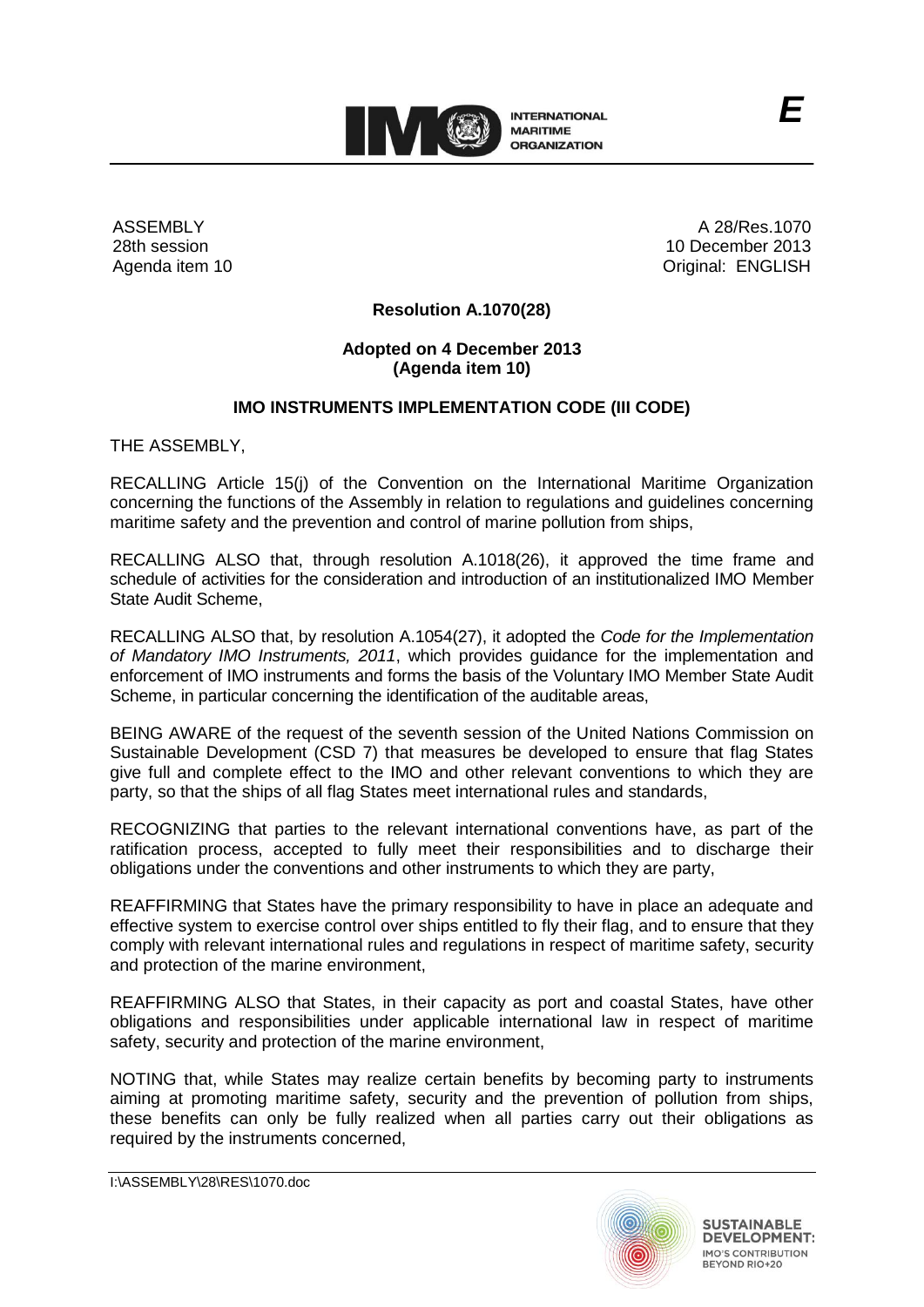**E**

ASSEMBLY
28th session
Agenda item 10

A 28/Res.1070
10 December 2013
Original: ENGLISH

**Resolution A.1070(28)**

**Adopted on 4 December 2013**
**(Agenda item 10)**

**IMO INSTRUMENTS IMPLEMENTATION CODE (III CODE)**

THE ASSEMBLY,

RECALLING Article 15(j) of the Convention on the International Maritime Organization concerning the functions of the Assembly in relation to regulations and guidelines concerning maritime safety and the prevention and control of marine pollution from ships,

RECALLING ALSO that, through resolution A.1018(26), it approved the time frame and schedule of activities for the consideration and introduction of an institutionalized IMO Member State Audit Scheme,

RECALLING ALSO that, by resolution A.1054(27), it adopted the *Code for the Implementation of Mandatory IMO Instruments, 2011*, which provides guidance for the implementation and enforcement of IMO instruments and forms the basis of the Voluntary IMO Member State Audit Scheme, in particular concerning the identification of the auditable areas,

BEING AWARE of the request of the seventh session of the United Nations Commission on Sustainable Development (CSD 7) that measures be developed to ensure that flag States give full and complete effect to the IMO and other relevant conventions to which they are party, so that the ships of all flag States meet international rules and standards,

RECOGNIZING that parties to the relevant international conventions have, as part of the ratification process, accepted to fully meet their responsibilities and to discharge their obligations under the conventions and other instruments to which they are party,

REAFFIRMING that States have the primary responsibility to have in place an adequate and effective system to exercise control over ships entitled to fly their flag, and to ensure that they comply with relevant international rules and regulations in respect of maritime safety, security and protection of the marine environment,

REAFFIRMING ALSO that States, in their capacity as port and coastal States, have other obligations and responsibilities under applicable international law in respect of maritime safety, security and protection of the marine environment,

NOTING that, while States may realize certain benefits by becoming party to instruments aiming at promoting maritime safety, security and the prevention of pollution from ships, these benefits can only be fully realized when all parties carry out their obligations as required by the instruments concerned,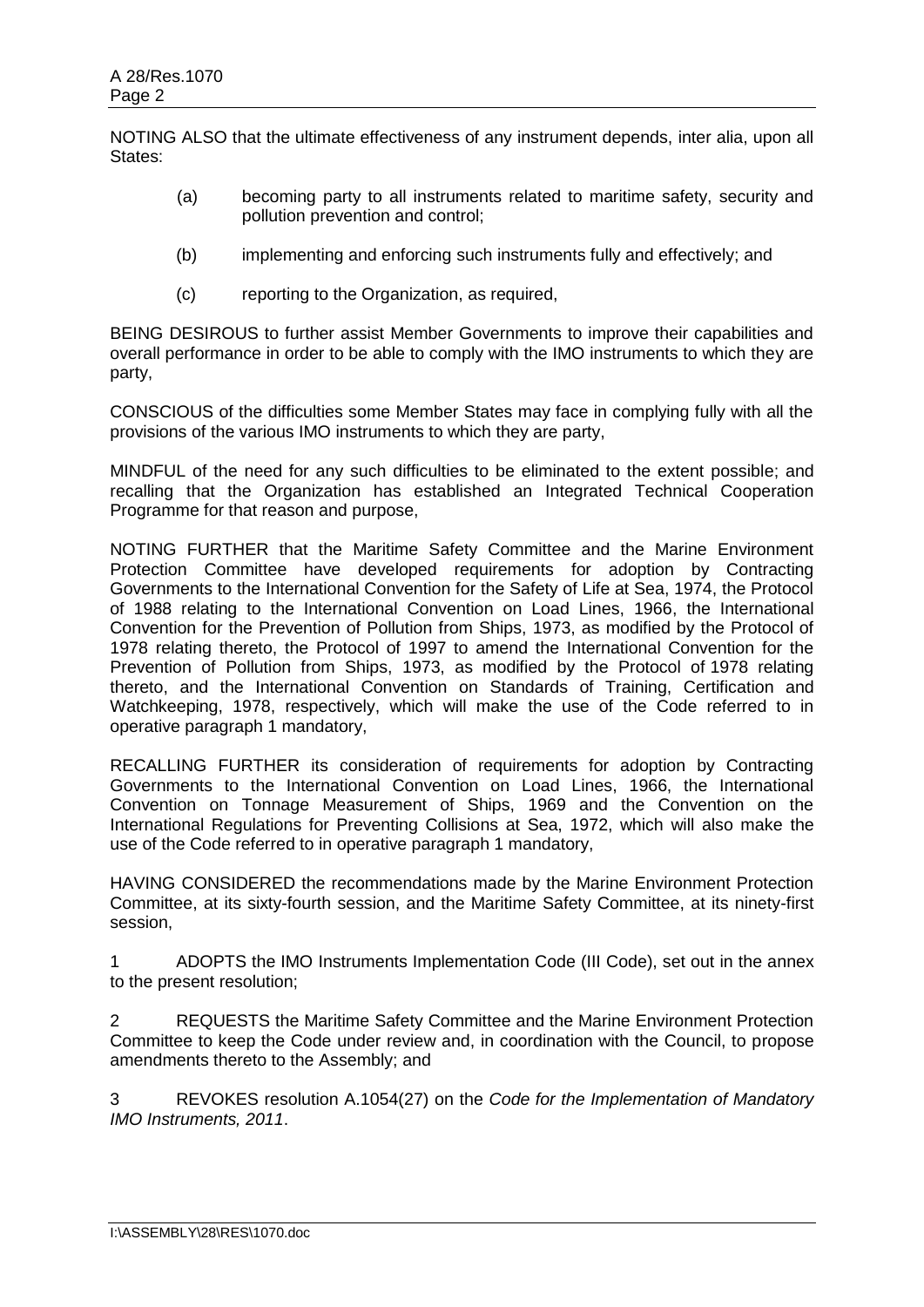NOTING ALSO that the ultimate effectiveness of any instrument depends, inter alia, upon all States:

(a) becoming party to all instruments related to maritime safety, security and pollution prevention and control;

(b) implementing and enforcing such instruments fully and effectively; and

(c) reporting to the Organization, as required,

BEING DESIROUS to further assist Member Governments to improve their capabilities and overall performance in order to be able to comply with the IMO instruments to which they are party,

CONSCIOUS of the difficulties some Member States may face in complying fully with all the provisions of the various IMO instruments to which they are party,

MINDFUL of the need for any such difficulties to be eliminated to the extent possible; and recalling that the Organization has established an Integrated Technical Cooperation Programme for that reason and purpose,

NOTING FURTHER that the Maritime Safety Committee and the Marine Environment Protection Committee have developed requirements for adoption by Contracting Governments to the International Convention for the Safety of Life at Sea, 1974, the Protocol of 1988 relating to the International Convention on Load Lines, 1966, the International Convention for the Prevention of Pollution from Ships, 1973, as modified by the Protocol of 1978 relating thereto, the Protocol of 1997 to amend the International Convention for the Prevention of Pollution from Ships, 1973, as modified by the Protocol of 1978 relating thereto, and the International Convention on Standards of Training, Certification and Watchkeeping, 1978, respectively, which will make the use of the Code referred to in operative paragraph 1 mandatory,

RECALLING FURTHER its consideration of requirements for adoption by Contracting Governments to the International Convention on Load Lines, 1966, the International Convention on Tonnage Measurement of Ships, 1969 and the Convention on the International Regulations for Preventing Collisions at Sea, 1972, which will also make the use of the Code referred to in operative paragraph 1 mandatory,

HAVING CONSIDERED the recommendations made by the Marine Environment Protection Committee, at its sixty-fourth session, and the Maritime Safety Committee, at its ninety-first session,

1 ADOPTS the IMO Instruments Implementation Code (III Code), set out in the annex to the present resolution;

2 REQUESTS the Maritime Safety Committee and the Marine Environment Protection Committee to keep the Code under review and, in coordination with the Council, to propose amendments thereto to the Assembly; and

3 REVOKES resolution A.1054(27) on the *Code for the Implementation of Mandatory IMO Instruments, 2011*.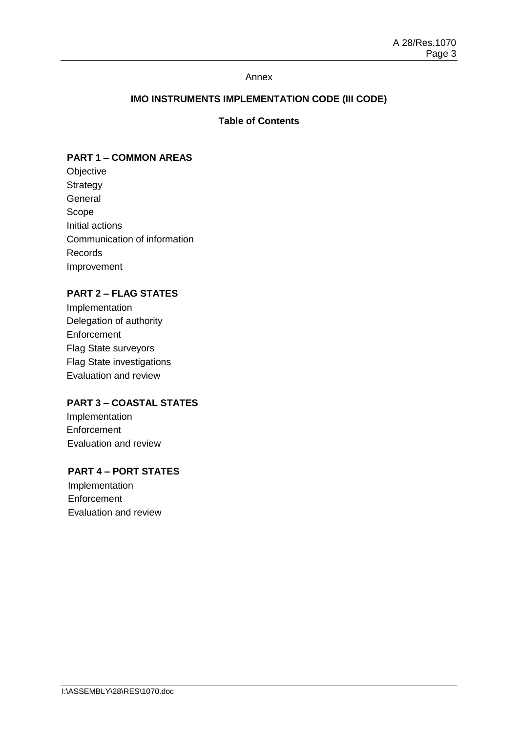Annex

# IMO INSTRUMENTS IMPLEMENTATION CODE (III CODE)

## Table of Contents

### PART 1 – COMMON AREAS

Objective
Strategy
General
Scope
Initial actions
Communication of information
Records
Improvement

### PART 2 – FLAG STATES

Implementation
Delegation of authority
Enforcement
Flag State surveyors
Flag State investigations
Evaluation and review

### PART 3 – COASTAL STATES

Implementation
Enforcement
Evaluation and review

### PART 4 – PORT STATES

Implementation
Enforcement
Evaluation and review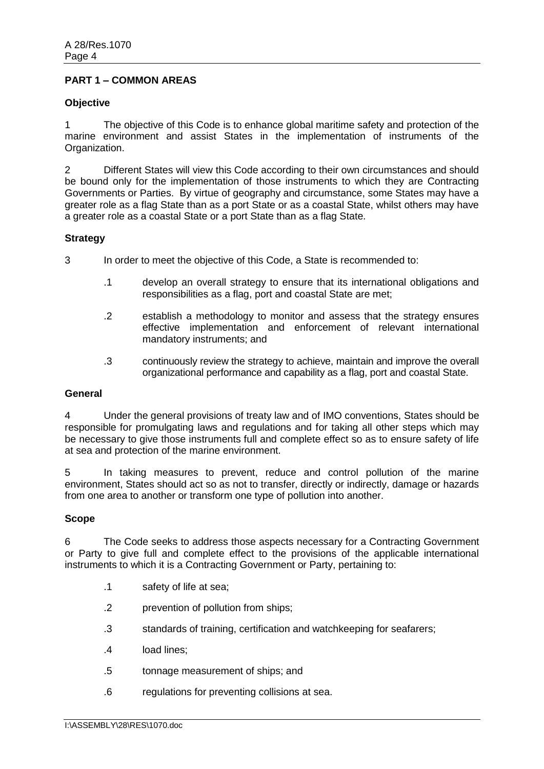## PART 1 – COMMON AREAS

### Objective

1 The objective of this Code is to enhance global maritime safety and protection of the marine environment and assist States in the implementation of instruments of the Organization.

2 Different States will view this Code according to their own circumstances and should be bound only for the implementation of those instruments to which they are Contracting Governments or Parties. By virtue of geography and circumstance, some States may have a greater role as a flag State than as a port State or as a coastal State, whilst others may have a greater role as a coastal State or a port State than as a flag State.

### Strategy

3 In order to meet the objective of this Code, a State is recommended to:

.1 develop an overall strategy to ensure that its international obligations and responsibilities as a flag, port and coastal State are met;

.2 establish a methodology to monitor and assess that the strategy ensures effective implementation and enforcement of relevant international mandatory instruments; and

.3 continuously review the strategy to achieve, maintain and improve the overall organizational performance and capability as a flag, port and coastal State.

### General

4 Under the general provisions of treaty law and of IMO conventions, States should be responsible for promulgating laws and regulations and for taking all other steps which may be necessary to give those instruments full and complete effect so as to ensure safety of life at sea and protection of the marine environment.

5 In taking measures to prevent, reduce and control pollution of the marine environment, States should act so as not to transfer, directly or indirectly, damage or hazards from one area to another or transform one type of pollution into another.

### Scope

6 The Code seeks to address those aspects necessary for a Contracting Government or Party to give full and complete effect to the provisions of the applicable international instruments to which it is a Contracting Government or Party, pertaining to:

.1 safety of life at sea;

.2 prevention of pollution from ships;

.3 standards of training, certification and watchkeeping for seafarers;

.4 load lines;

.5 tonnage measurement of ships; and

.6 regulations for preventing collisions at sea.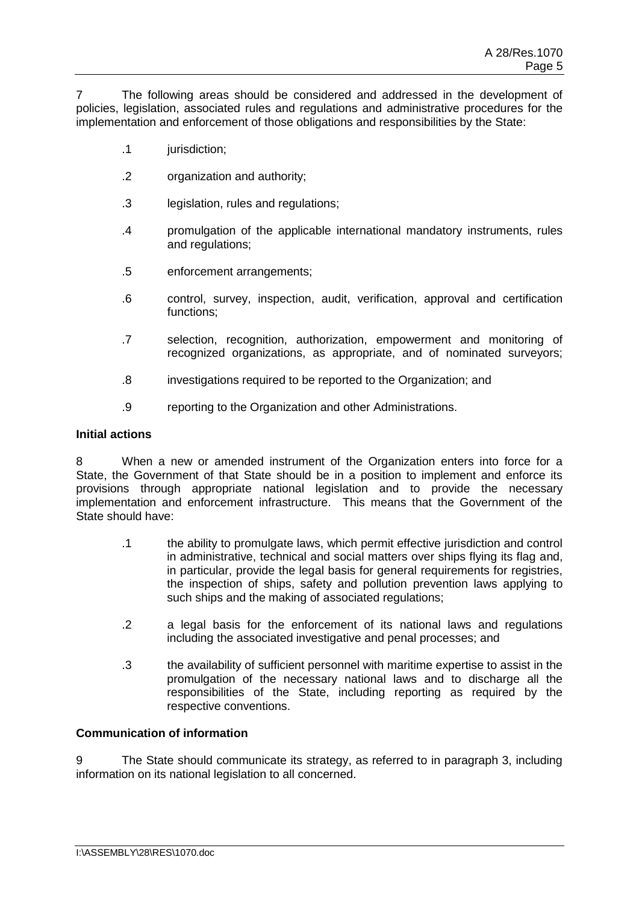7 The following areas should be considered and addressed in the development of policies, legislation, associated rules and regulations and administrative procedures for the implementation and enforcement of those obligations and responsibilities by the State:

.1 jurisdiction;

.2 organization and authority;

.3 legislation, rules and regulations;

.4 promulgation of the applicable international mandatory instruments, rules and regulations;

.5 enforcement arrangements;

.6 control, survey, inspection, audit, verification, approval and certification functions;

.7 selection, recognition, authorization, empowerment and monitoring of recognized organizations, as appropriate, and of nominated surveyors;

.8 investigations required to be reported to the Organization; and

.9 reporting to the Organization and other Administrations.

**Initial actions**

8 When a new or amended instrument of the Organization enters into force for a State, the Government of that State should be in a position to implement and enforce its provisions through appropriate national legislation and to provide the necessary implementation and enforcement infrastructure. This means that the Government of the State should have:

.1 the ability to promulgate laws, which permit effective jurisdiction and control in administrative, technical and social matters over ships flying its flag and, in particular, provide the legal basis for general requirements for registries, the inspection of ships, safety and pollution prevention laws applying to such ships and the making of associated regulations;

.2 a legal basis for the enforcement of its national laws and regulations including the associated investigative and penal processes; and

.3 the availability of sufficient personnel with maritime expertise to assist in the promulgation of the necessary national laws and to discharge all the responsibilities of the State, including reporting as required by the respective conventions.

**Communication of information**

9 The State should communicate its strategy, as referred to in paragraph 3, including information on its national legislation to all concerned.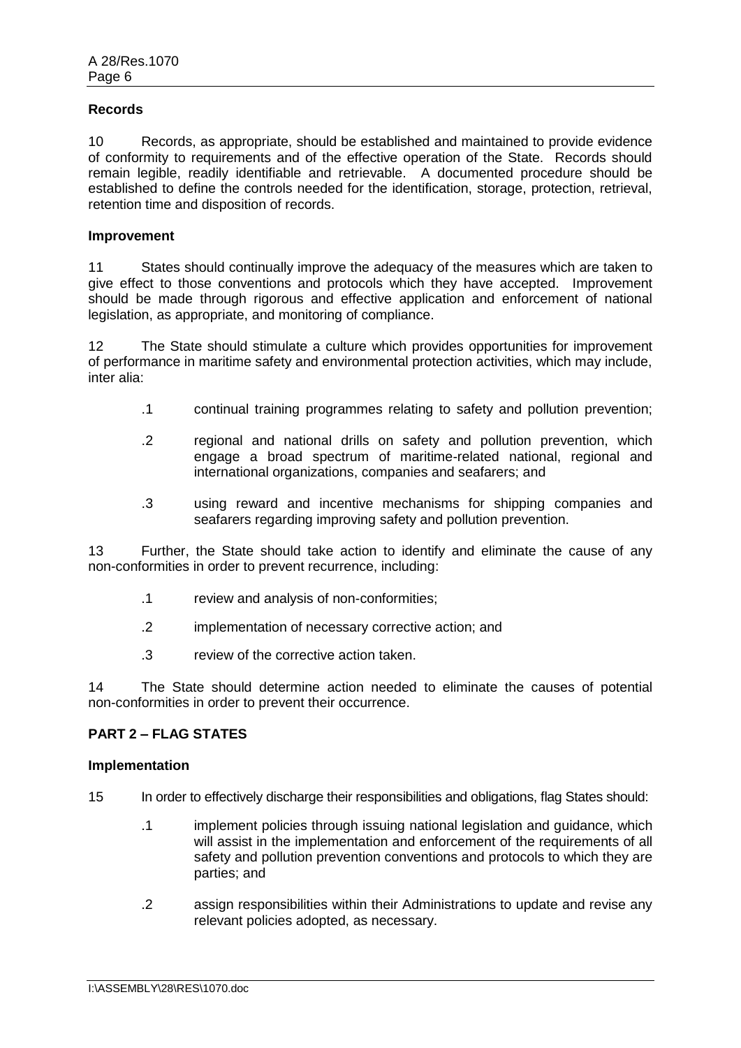**Records**

10 Records, as appropriate, should be established and maintained to provide evidence of conformity to requirements and of the effective operation of the State. Records should remain legible, readily identifiable and retrievable. A documented procedure should be established to define the controls needed for the identification, storage, protection, retrieval, retention time and disposition of records.

**Improvement**

11 States should continually improve the adequacy of the measures which are taken to give effect to those conventions and protocols which they have accepted. Improvement should be made through rigorous and effective application and enforcement of national legislation, as appropriate, and monitoring of compliance.

12 The State should stimulate a culture which provides opportunities for improvement of performance in maritime safety and environmental protection activities, which may include, inter alia:

- .1 continual training programmes relating to safety and pollution prevention;
- .2 regional and national drills on safety and pollution prevention, which engage a broad spectrum of maritime-related national, regional and international organizations, companies and seafarers; and
- .3 using reward and incentive mechanisms for shipping companies and seafarers regarding improving safety and pollution prevention.

13 Further, the State should take action to identify and eliminate the cause of any non-conformities in order to prevent recurrence, including:

- .1 review and analysis of non-conformities;
- .2 implementation of necessary corrective action; and
- .3 review of the corrective action taken.

14 The State should determine action needed to eliminate the causes of potential non-conformities in order to prevent their occurrence.

## PART 2 – FLAG STATES

**Implementation**

15 In order to effectively discharge their responsibilities and obligations, flag States should:

- .1 implement policies through issuing national legislation and guidance, which will assist in the implementation and enforcement of the requirements of all safety and pollution prevention conventions and protocols to which they are parties; and
- .2 assign responsibilities within their Administrations to update and revise any relevant policies adopted, as necessary.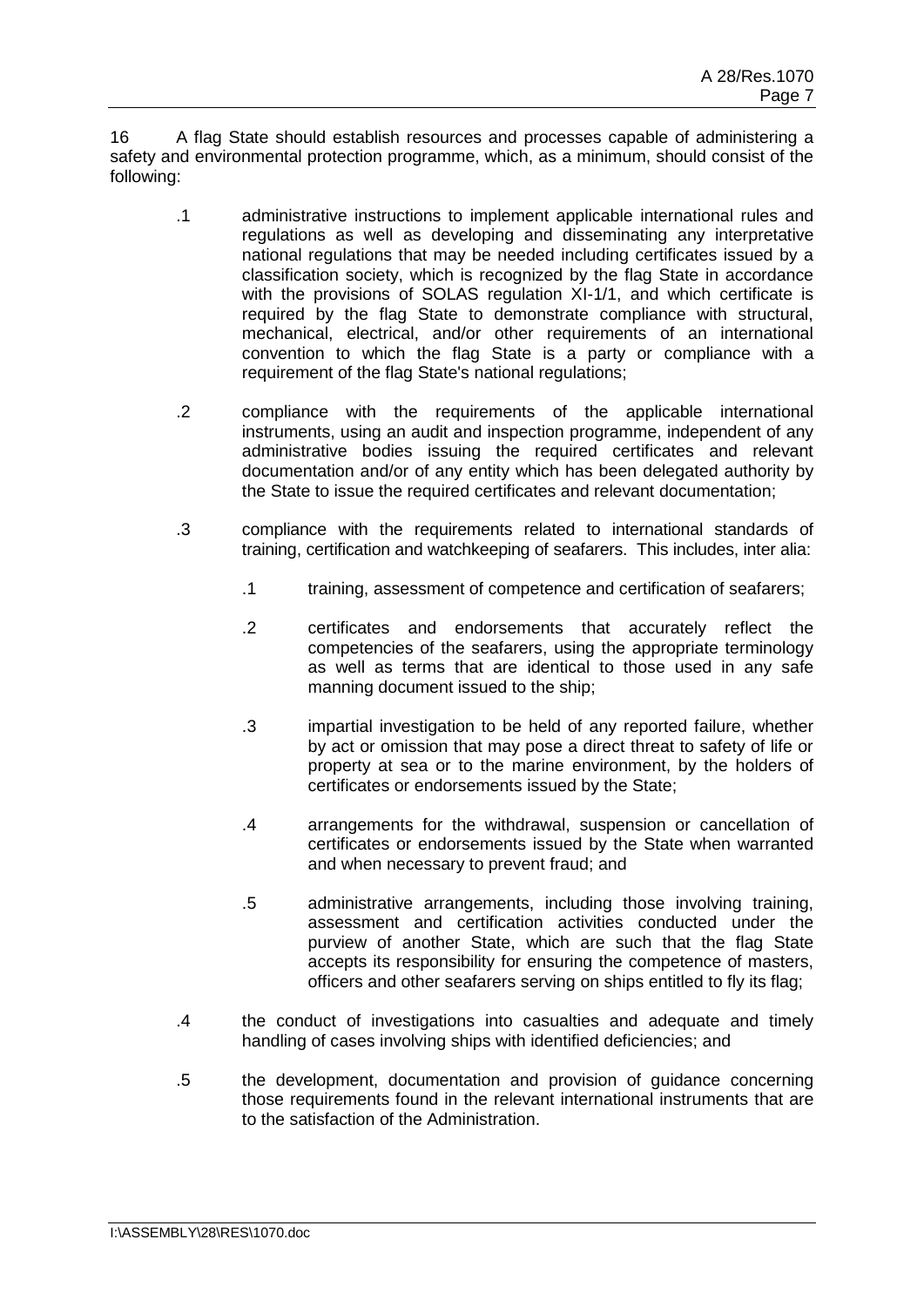16 A flag State should establish resources and processes capable of administering a safety and environmental protection programme, which, as a minimum, should consist of the following:

.1 administrative instructions to implement applicable international rules and regulations as well as developing and disseminating any interpretative national regulations that may be needed including certificates issued by a classification society, which is recognized by the flag State in accordance with the provisions of SOLAS regulation XI-1/1, and which certificate is required by the flag State to demonstrate compliance with structural, mechanical, electrical, and/or other requirements of an international convention to which the flag State is a party or compliance with a requirement of the flag State's national regulations;

.2 compliance with the requirements of the applicable international instruments, using an audit and inspection programme, independent of any administrative bodies issuing the required certificates and relevant documentation and/or of any entity which has been delegated authority by the State to issue the required certificates and relevant documentation;

.3 compliance with the requirements related to international standards of training, certification and watchkeeping of seafarers. This includes, inter alia:

   .1 training, assessment of competence and certification of seafarers;

   .2 certificates and endorsements that accurately reflect the competencies of the seafarers, using the appropriate terminology as well as terms that are identical to those used in any safe manning document issued to the ship;

   .3 impartial investigation to be held of any reported failure, whether by act or omission that may pose a direct threat to safety of life or property at sea or to the marine environment, by the holders of certificates or endorsements issued by the State;

   .4 arrangements for the withdrawal, suspension or cancellation of certificates or endorsements issued by the State when warranted and when necessary to prevent fraud; and

   .5 administrative arrangements, including those involving training, assessment and certification activities conducted under the purview of another State, which are such that the flag State accepts its responsibility for ensuring the competence of masters, officers and other seafarers serving on ships entitled to fly its flag;

.4 the conduct of investigations into casualties and adequate and timely handling of cases involving ships with identified deficiencies; and

.5 the development, documentation and provision of guidance concerning those requirements found in the relevant international instruments that are to the satisfaction of the Administration.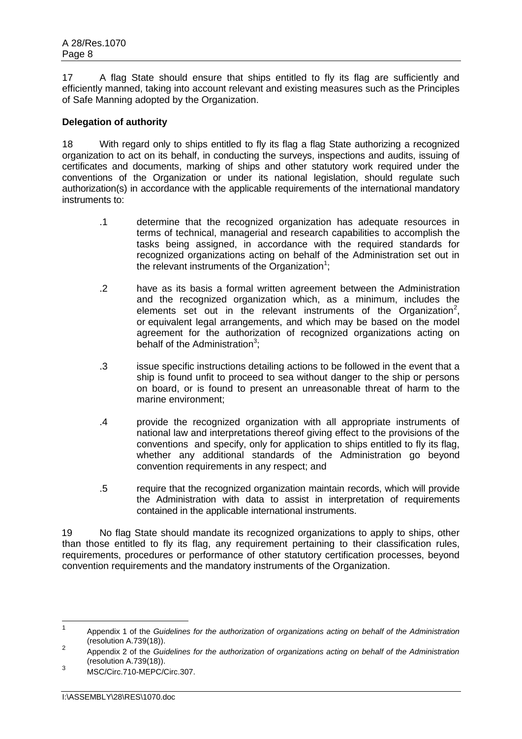17 A flag State should ensure that ships entitled to fly its flag are sufficiently and efficiently manned, taking into account relevant and existing measures such as the Principles of Safe Manning adopted by the Organization.

**Delegation of authority**

18 With regard only to ships entitled to fly its flag a flag State authorizing a recognized organization to act on its behalf, in conducting the surveys, inspections and audits, issuing of certificates and documents, marking of ships and other statutory work required under the conventions of the Organization or under its national legislation, should regulate such authorization(s) in accordance with the applicable requirements of the international mandatory instruments to:

.1 determine that the recognized organization has adequate resources in terms of technical, managerial and research capabilities to accomplish the tasks being assigned, in accordance with the required standards for recognized organizations acting on behalf of the Administration set out in the relevant instruments of the Organization[1];

.2 have as its basis a formal written agreement between the Administration and the recognized organization which, as a minimum, includes the elements set out in the relevant instruments of the Organization[2], or equivalent legal arrangements, and which may be based on the model agreement for the authorization of recognized organizations acting on behalf of the Administration[3];

.3 issue specific instructions detailing actions to be followed in the event that a ship is found unfit to proceed to sea without danger to the ship or persons on board, or is found to present an unreasonable threat of harm to the marine environment;

.4 provide the recognized organization with all appropriate instruments of national law and interpretations thereof giving effect to the provisions of the conventions and specify, only for application to ships entitled to fly its flag, whether any additional standards of the Administration go beyond convention requirements in any respect; and

.5 require that the recognized organization maintain records, which will provide the Administration with data to assist in interpretation of requirements contained in the applicable international instruments.

19 No flag State should mandate its recognized organizations to apply to ships, other than those entitled to fly its flag, any requirement pertaining to their classification rules, requirements, procedures or performance of other statutory certification processes, beyond convention requirements and the mandatory instruments of the Organization.

---

[1] Appendix 1 of the *Guidelines for the authorization of organizations acting on behalf of the Administration* (resolution A.739(18)).

[2] Appendix 2 of the *Guidelines for the authorization of organizations acting on behalf of the Administration* (resolution A.739(18)).

[3] MSC/Circ.710-MEPC/Circ.307.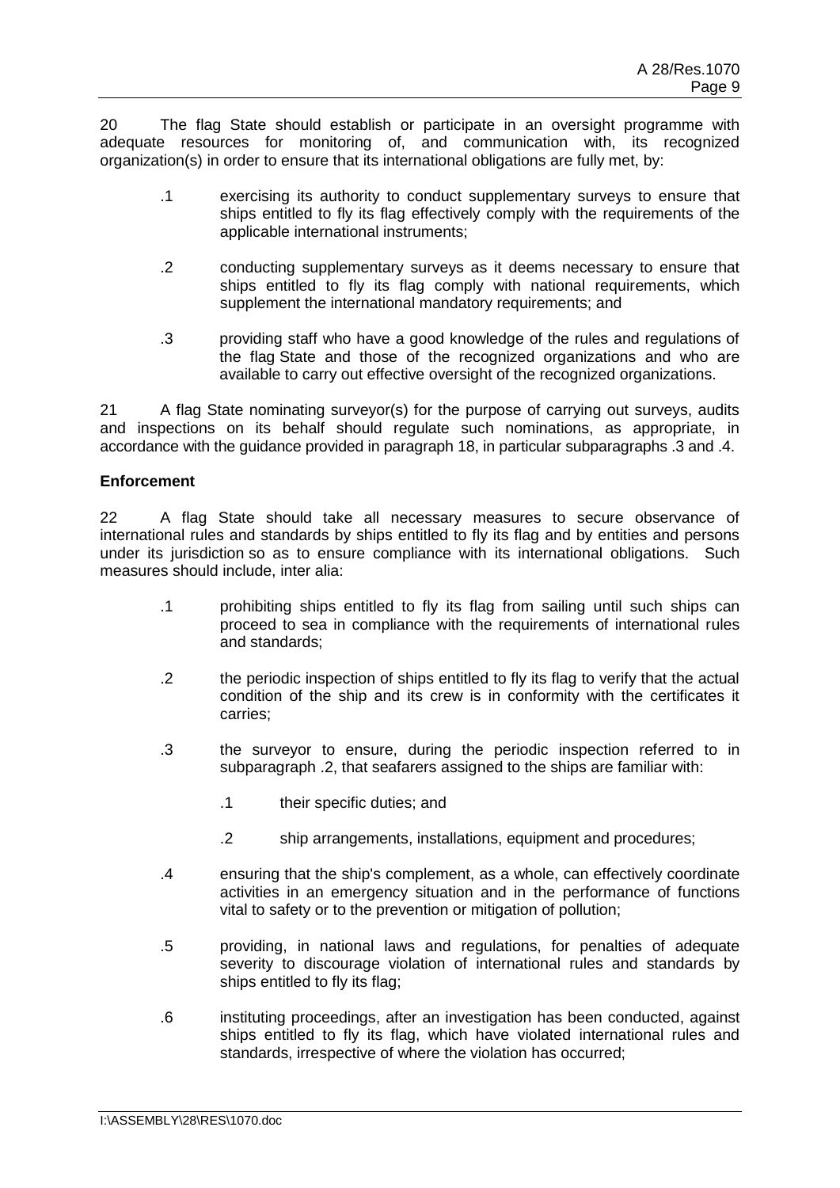20 The flag State should establish or participate in an oversight programme with adequate resources for monitoring of, and communication with, its recognized organization(s) in order to ensure that its international obligations are fully met, by:

.1 exercising its authority to conduct supplementary surveys to ensure that ships entitled to fly its flag effectively comply with the requirements of the applicable international instruments;

.2 conducting supplementary surveys as it deems necessary to ensure that ships entitled to fly its flag comply with national requirements, which supplement the international mandatory requirements; and

.3 providing staff who have a good knowledge of the rules and regulations of the flag State and those of the recognized organizations and who are available to carry out effective oversight of the recognized organizations.

21 A flag State nominating surveyor(s) for the purpose of carrying out surveys, audits and inspections on its behalf should regulate such nominations, as appropriate, in accordance with the guidance provided in paragraph 18, in particular subparagraphs .3 and .4.

**Enforcement**

22 A flag State should take all necessary measures to secure observance of international rules and standards by ships entitled to fly its flag and by entities and persons under its jurisdiction so as to ensure compliance with its international obligations. Such measures should include, inter alia:

.1 prohibiting ships entitled to fly its flag from sailing until such ships can proceed to sea in compliance with the requirements of international rules and standards;

.2 the periodic inspection of ships entitled to fly its flag to verify that the actual condition of the ship and its crew is in conformity with the certificates it carries;

.3 the surveyor to ensure, during the periodic inspection referred to in subparagraph .2, that seafarers assigned to the ships are familiar with:

  .1 their specific duties; and

  .2 ship arrangements, installations, equipment and procedures;

.4 ensuring that the ship's complement, as a whole, can effectively coordinate activities in an emergency situation and in the performance of functions vital to safety or to the prevention or mitigation of pollution;

.5 providing, in national laws and regulations, for penalties of adequate severity to discourage violation of international rules and standards by ships entitled to fly its flag;

.6 instituting proceedings, after an investigation has been conducted, against ships entitled to fly its flag, which have violated international rules and standards, irrespective of where the violation has occurred;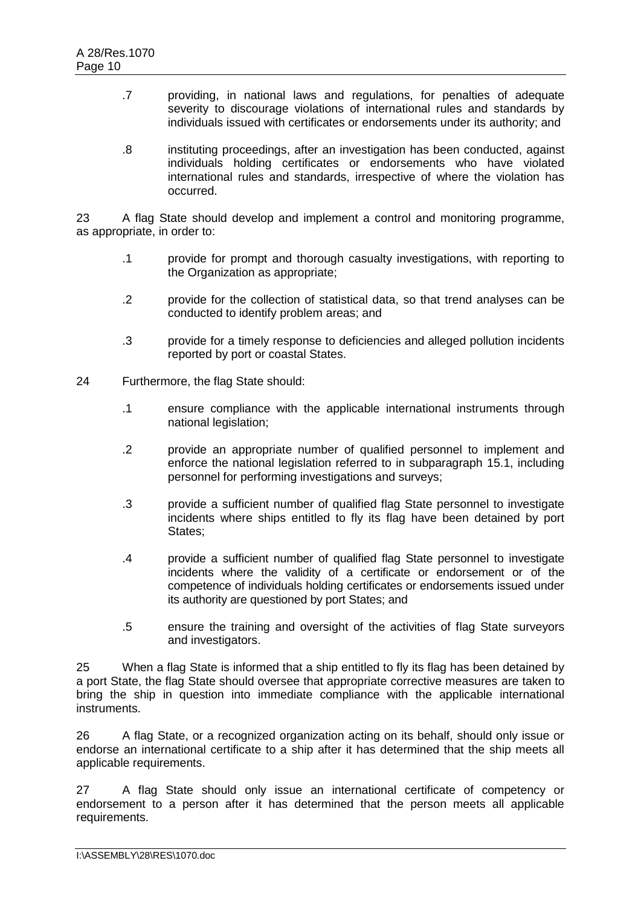.7 providing, in national laws and regulations, for penalties of adequate severity to discourage violations of international rules and standards by individuals issued with certificates or endorsements under its authority; and

.8 instituting proceedings, after an investigation has been conducted, against individuals holding certificates or endorsements who have violated international rules and standards, irrespective of where the violation has occurred.

23 A flag State should develop and implement a control and monitoring programme, as appropriate, in order to:

.1 provide for prompt and thorough casualty investigations, with reporting to the Organization as appropriate;

.2 provide for the collection of statistical data, so that trend analyses can be conducted to identify problem areas; and

.3 provide for a timely response to deficiencies and alleged pollution incidents reported by port or coastal States.

24 Furthermore, the flag State should:

.1 ensure compliance with the applicable international instruments through national legislation;

.2 provide an appropriate number of qualified personnel to implement and enforce the national legislation referred to in subparagraph 15.1, including personnel for performing investigations and surveys;

.3 provide a sufficient number of qualified flag State personnel to investigate incidents where ships entitled to fly its flag have been detained by port States;

.4 provide a sufficient number of qualified flag State personnel to investigate incidents where the validity of a certificate or endorsement or of the competence of individuals holding certificates or endorsements issued under its authority are questioned by port States; and

.5 ensure the training and oversight of the activities of flag State surveyors and investigators.

25 When a flag State is informed that a ship entitled to fly its flag has been detained by a port State, the flag State should oversee that appropriate corrective measures are taken to bring the ship in question into immediate compliance with the applicable international instruments.

26 A flag State, or a recognized organization acting on its behalf, should only issue or endorse an international certificate to a ship after it has determined that the ship meets all applicable requirements.

27 A flag State should only issue an international certificate of competency or endorsement to a person after it has determined that the person meets all applicable requirements.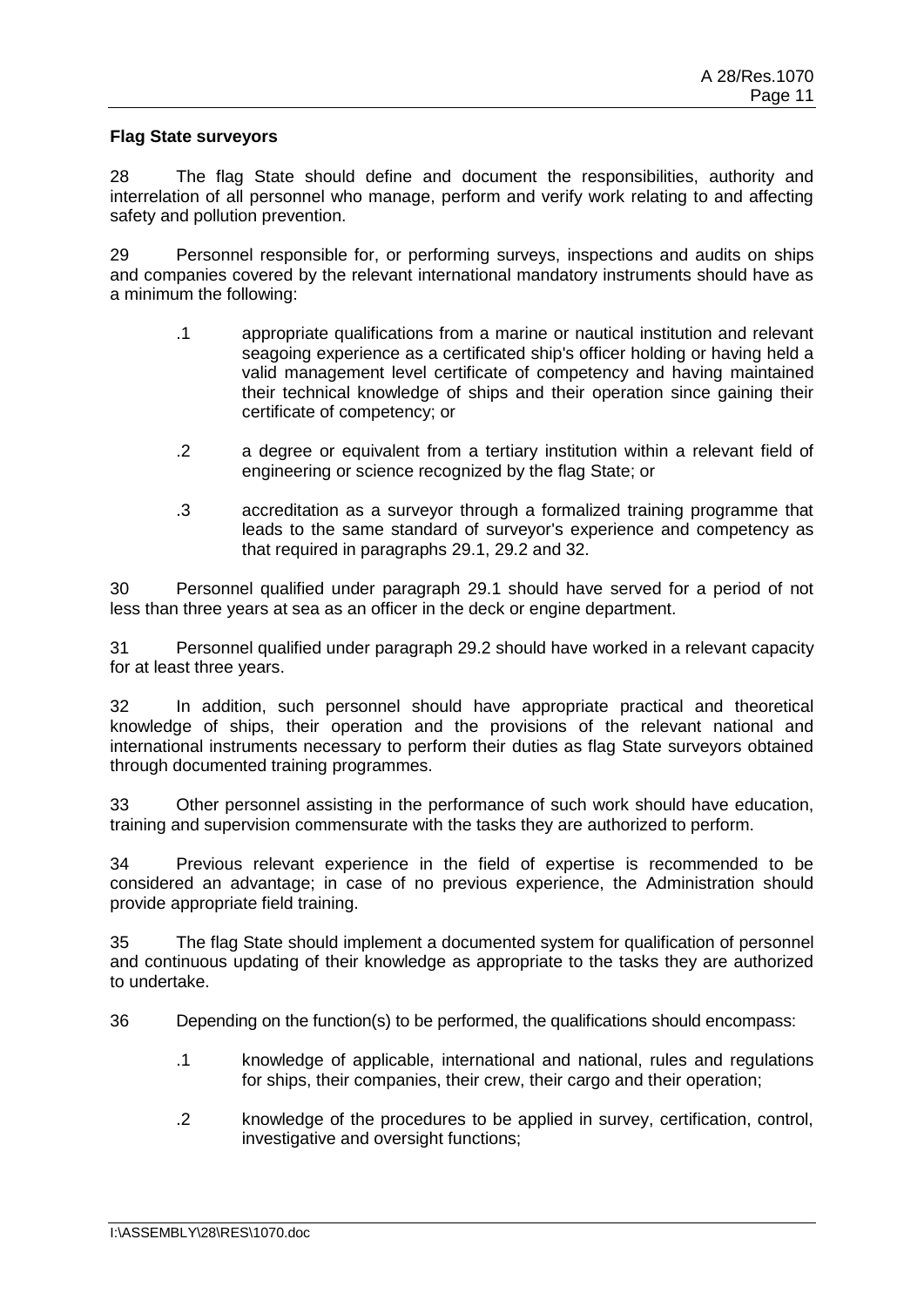**Flag State surveyors**

28 The flag State should define and document the responsibilities, authority and interrelation of all personnel who manage, perform and verify work relating to and affecting safety and pollution prevention.

29 Personnel responsible for, or performing surveys, inspections and audits on ships and companies covered by the relevant international mandatory instruments should have as a minimum the following:

> .1 appropriate qualifications from a marine or nautical institution and relevant seagoing experience as a certificated ship's officer holding or having held a valid management level certificate of competency and having maintained their technical knowledge of ships and their operation since gaining their certificate of competency; or
>
> .2 a degree or equivalent from a tertiary institution within a relevant field of engineering or science recognized by the flag State; or
>
> .3 accreditation as a surveyor through a formalized training programme that leads to the same standard of surveyor's experience and competency as that required in paragraphs 29.1, 29.2 and 32.

30 Personnel qualified under paragraph 29.1 should have served for a period of not less than three years at sea as an officer in the deck or engine department.

31 Personnel qualified under paragraph 29.2 should have worked in a relevant capacity for at least three years.

32 In addition, such personnel should have appropriate practical and theoretical knowledge of ships, their operation and the provisions of the relevant national and international instruments necessary to perform their duties as flag State surveyors obtained through documented training programmes.

33 Other personnel assisting in the performance of such work should have education, training and supervision commensurate with the tasks they are authorized to perform.

34 Previous relevant experience in the field of expertise is recommended to be considered an advantage; in case of no previous experience, the Administration should provide appropriate field training.

35 The flag State should implement a documented system for qualification of personnel and continuous updating of their knowledge as appropriate to the tasks they are authorized to undertake.

36 Depending on the function(s) to be performed, the qualifications should encompass:

> .1 knowledge of applicable, international and national, rules and regulations for ships, their companies, their crew, their cargo and their operation;
>
> .2 knowledge of the procedures to be applied in survey, certification, control, investigative and oversight functions;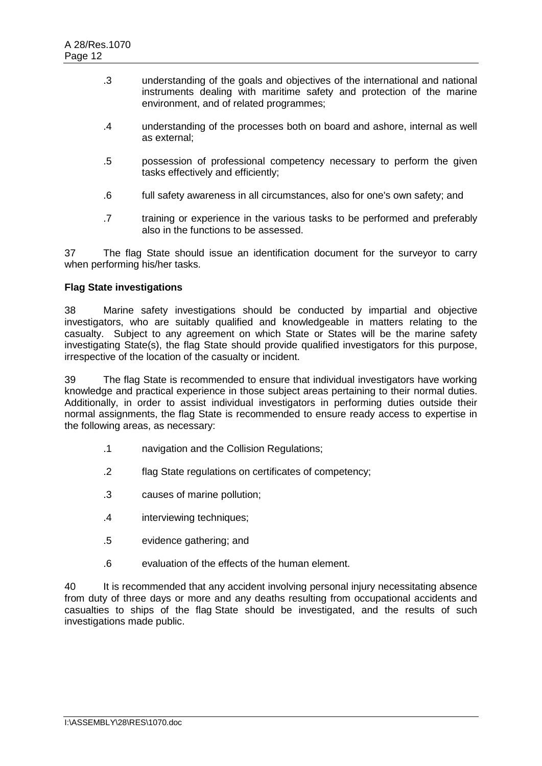.3 understanding of the goals and objectives of the international and national instruments dealing with maritime safety and protection of the marine environment, and of related programmes;

.4 understanding of the processes both on board and ashore, internal as well as external;

.5 possession of professional competency necessary to perform the given tasks effectively and efficiently;

.6 full safety awareness in all circumstances, also for one's own safety; and

.7 training or experience in the various tasks to be performed and preferably also in the functions to be assessed.

37 The flag State should issue an identification document for the surveyor to carry when performing his/her tasks.

**Flag State investigations**

38 Marine safety investigations should be conducted by impartial and objective investigators, who are suitably qualified and knowledgeable in matters relating to the casualty. Subject to any agreement on which State or States will be the marine safety investigating State(s), the flag State should provide qualified investigators for this purpose, irrespective of the location of the casualty or incident.

39 The flag State is recommended to ensure that individual investigators have working knowledge and practical experience in those subject areas pertaining to their normal duties. Additionally, in order to assist individual investigators in performing duties outside their normal assignments, the flag State is recommended to ensure ready access to expertise in the following areas, as necessary:

.1 navigation and the Collision Regulations;

.2 flag State regulations on certificates of competency;

.3 causes of marine pollution;

.4 interviewing techniques;

.5 evidence gathering; and

.6 evaluation of the effects of the human element.

40 It is recommended that any accident involving personal injury necessitating absence from duty of three days or more and any deaths resulting from occupational accidents and casualties to ships of the flag State should be investigated, and the results of such investigations made public.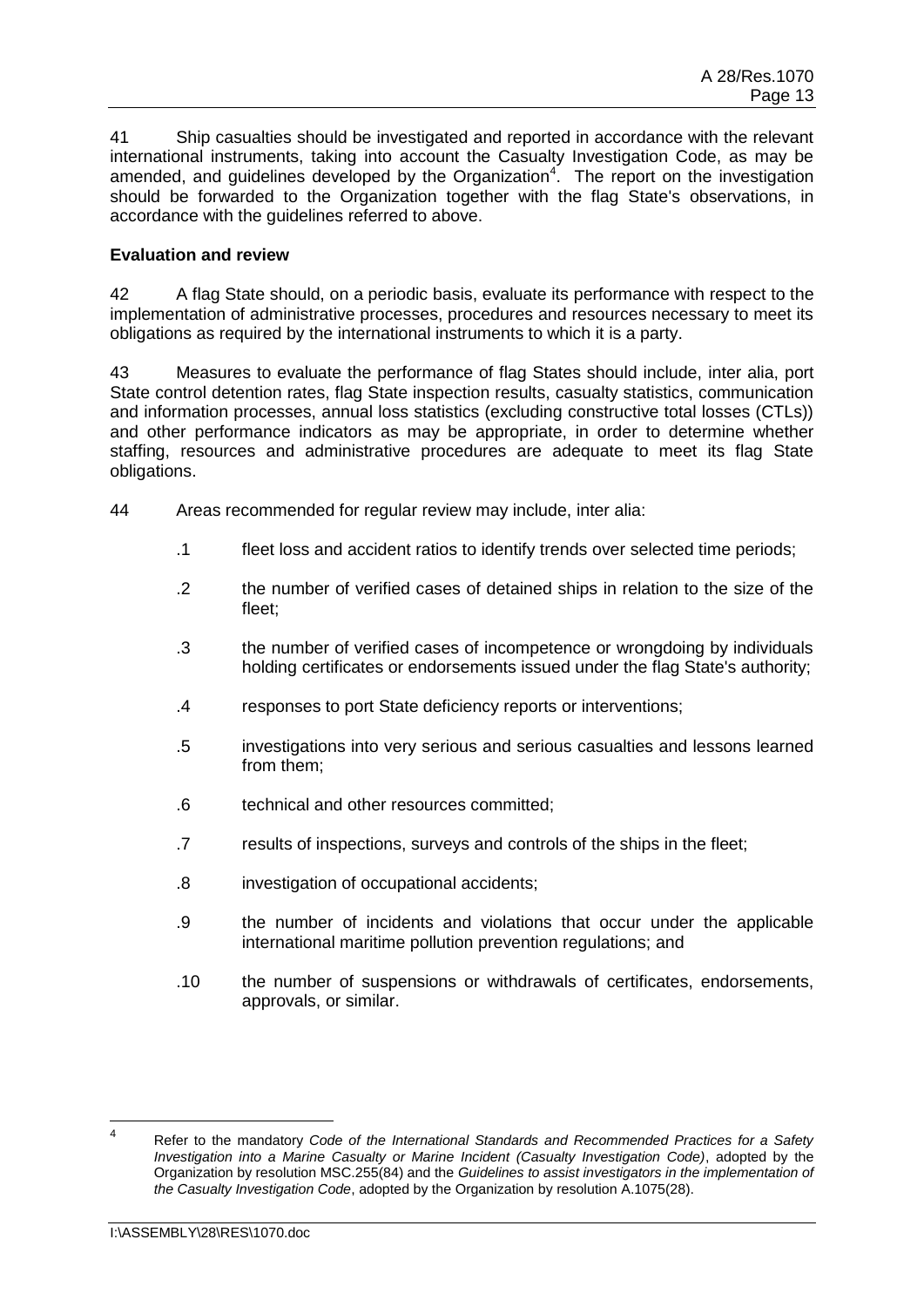41 Ship casualties should be investigated and reported in accordance with the relevant international instruments, taking into account the Casualty Investigation Code, as may be amended, and guidelines developed by the Organization[4]. The report on the investigation should be forwarded to the Organization together with the flag State's observations, in accordance with the guidelines referred to above.

**Evaluation and review**

42 A flag State should, on a periodic basis, evaluate its performance with respect to the implementation of administrative processes, procedures and resources necessary to meet its obligations as required by the international instruments to which it is a party.

43 Measures to evaluate the performance of flag States should include, inter alia, port State control detention rates, flag State inspection results, casualty statistics, communication and information processes, annual loss statistics (excluding constructive total losses (CTLs)) and other performance indicators as may be appropriate, in order to determine whether staffing, resources and administrative procedures are adequate to meet its flag State obligations.

44 Areas recommended for regular review may include, inter alia:

.1 fleet loss and accident ratios to identify trends over selected time periods;

.2 the number of verified cases of detained ships in relation to the size of the fleet;

.3 the number of verified cases of incompetence or wrongdoing by individuals holding certificates or endorsements issued under the flag State's authority;

.4 responses to port State deficiency reports or interventions;

.5 investigations into very serious and serious casualties and lessons learned from them;

.6 technical and other resources committed;

.7 results of inspections, surveys and controls of the ships in the fleet;

.8 investigation of occupational accidents;

.9 the number of incidents and violations that occur under the applicable international maritime pollution prevention regulations; and

.10 the number of suspensions or withdrawals of certificates, endorsements, approvals, or similar.

---

[4] Refer to the mandatory *Code of the International Standards and Recommended Practices for a Safety Investigation into a Marine Casualty or Marine Incident (Casualty Investigation Code)*, adopted by the Organization by resolution MSC.255(84) and the *Guidelines to assist investigators in the implementation of the Casualty Investigation Code*, adopted by the Organization by resolution A.1075(28).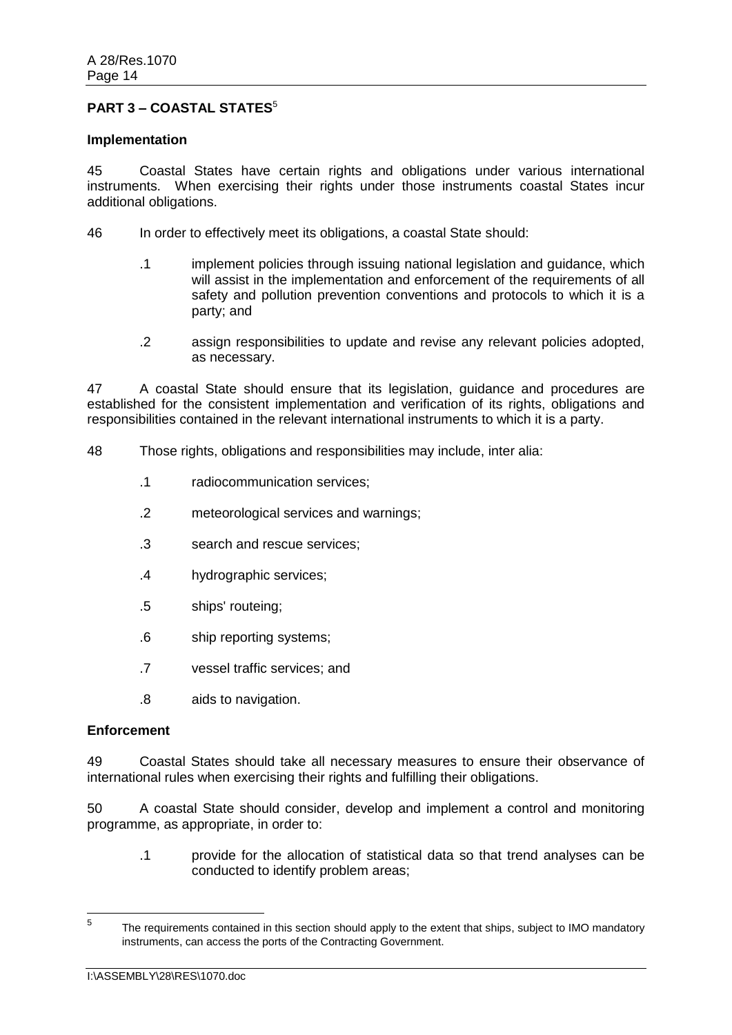## PART 3 – COASTAL STATES[5]

### Implementation

45 Coastal States have certain rights and obligations under various international instruments. When exercising their rights under those instruments coastal States incur additional obligations.

46 In order to effectively meet its obligations, a coastal State should:

.1 implement policies through issuing national legislation and guidance, which will assist in the implementation and enforcement of the requirements of all safety and pollution prevention conventions and protocols to which it is a party; and

.2 assign responsibilities to update and revise any relevant policies adopted, as necessary.

47 A coastal State should ensure that its legislation, guidance and procedures are established for the consistent implementation and verification of its rights, obligations and responsibilities contained in the relevant international instruments to which it is a party.

48 Those rights, obligations and responsibilities may include, inter alia:

.1 radiocommunication services;

.2 meteorological services and warnings;

.3 search and rescue services;

.4 hydrographic services;

.5 ships' routeing;

.6 ship reporting systems;

.7 vessel traffic services; and

.8 aids to navigation.

### Enforcement

49 Coastal States should take all necessary measures to ensure their observance of international rules when exercising their rights and fulfilling their obligations.

50 A coastal State should consider, develop and implement a control and monitoring programme, as appropriate, in order to:

.1 provide for the allocation of statistical data so that trend analyses can be conducted to identify problem areas;

---

[5] The requirements contained in this section should apply to the extent that ships, subject to IMO mandatory instruments, can access the ports of the Contracting Government.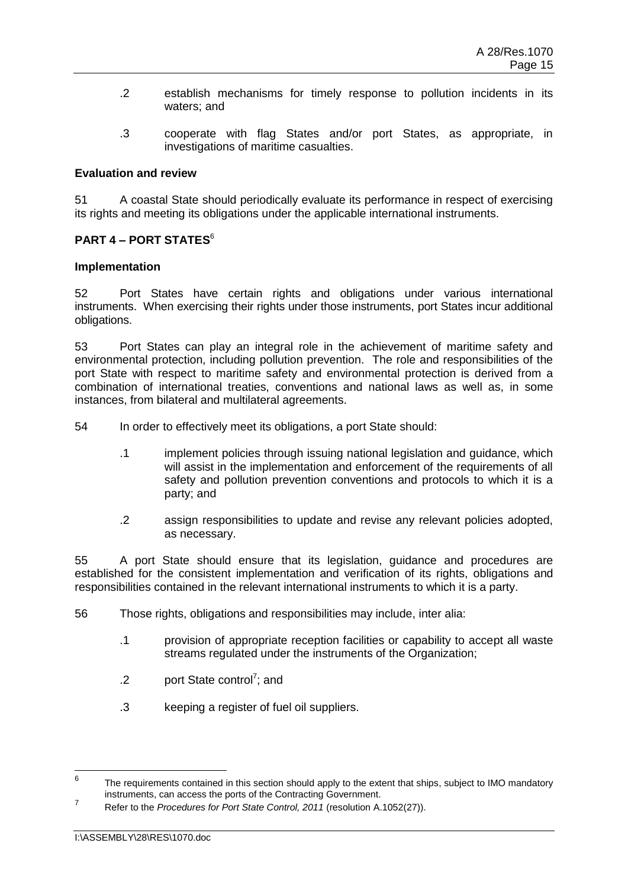.2 establish mechanisms for timely response to pollution incidents in its waters; and

.3 cooperate with flag States and/or port States, as appropriate, in investigations of maritime casualties.

**Evaluation and review**

51 A coastal State should periodically evaluate its performance in respect of exercising its rights and meeting its obligations under the applicable international instruments.

## PART 4 – PORT STATES[6]

**Implementation**

52 Port States have certain rights and obligations under various international instruments. When exercising their rights under those instruments, port States incur additional obligations.

53 Port States can play an integral role in the achievement of maritime safety and environmental protection, including pollution prevention. The role and responsibilities of the port State with respect to maritime safety and environmental protection is derived from a combination of international treaties, conventions and national laws as well as, in some instances, from bilateral and multilateral agreements.

54 In order to effectively meet its obligations, a port State should:

.1 implement policies through issuing national legislation and guidance, which will assist in the implementation and enforcement of the requirements of all safety and pollution prevention conventions and protocols to which it is a party; and

.2 assign responsibilities to update and revise any relevant policies adopted, as necessary.

55 A port State should ensure that its legislation, guidance and procedures are established for the consistent implementation and verification of its rights, obligations and responsibilities contained in the relevant international instruments to which it is a party.

56 Those rights, obligations and responsibilities may include, inter alia:

.1 provision of appropriate reception facilities or capability to accept all waste streams regulated under the instruments of the Organization;

.2 port State control[7]; and

.3 keeping a register of fuel oil suppliers.

---

[6] The requirements contained in this section should apply to the extent that ships, subject to IMO mandatory instruments, can access the ports of the Contracting Government.

[7] Refer to the *Procedures for Port State Control, 2011* (resolution A.1052(27)).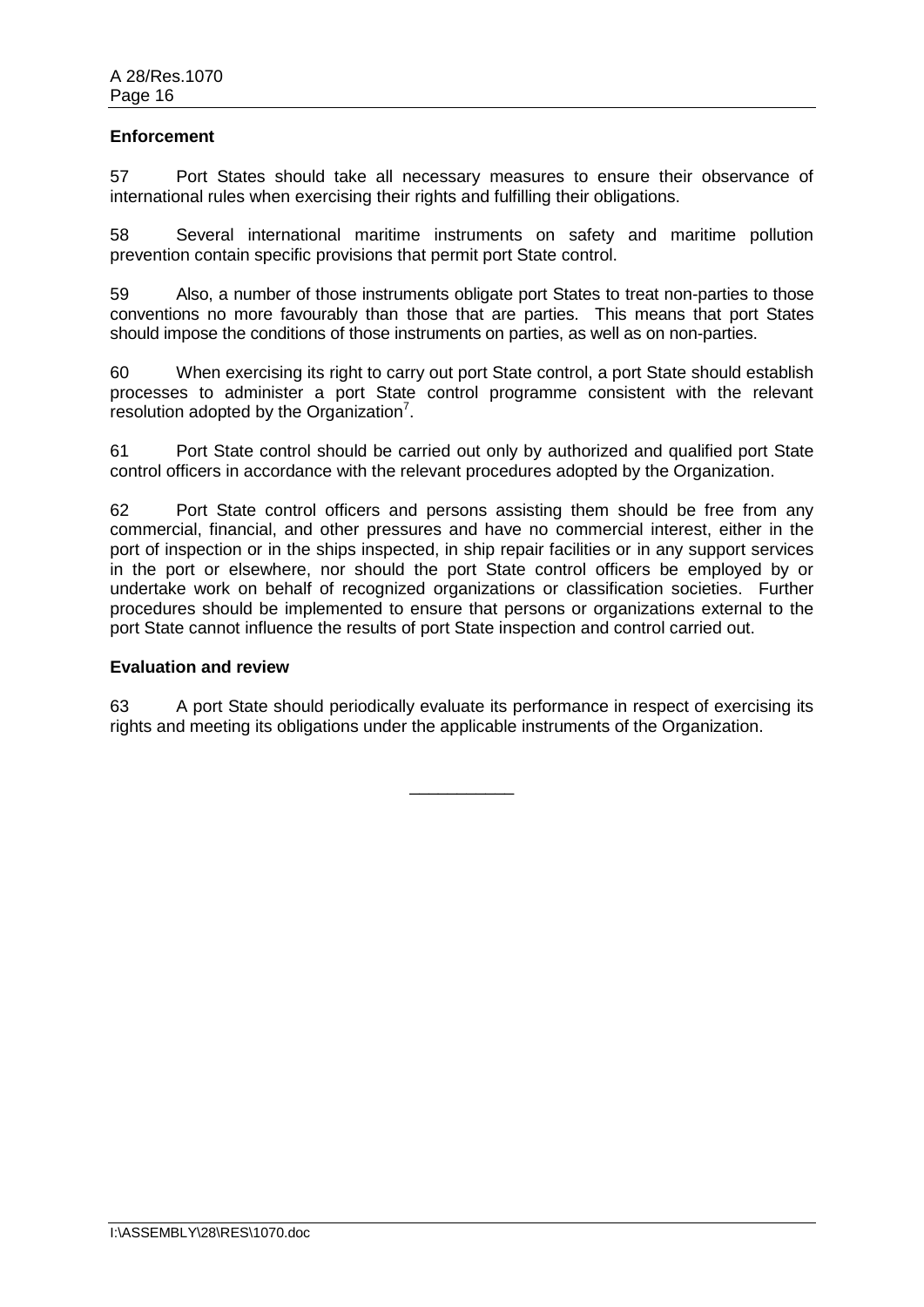**Enforcement**

57 Port States should take all necessary measures to ensure their observance of international rules when exercising their rights and fulfilling their obligations.

58 Several international maritime instruments on safety and maritime pollution prevention contain specific provisions that permit port State control.

59 Also, a number of those instruments obligate port States to treat non-parties to those conventions no more favourably than those that are parties. This means that port States should impose the conditions of those instruments on parties, as well as on non-parties.

60 When exercising its right to carry out port State control, a port State should establish processes to administer a port State control programme consistent with the relevant resolution adopted by the Organization[7].

61 Port State control should be carried out only by authorized and qualified port State control officers in accordance with the relevant procedures adopted by the Organization.

62 Port State control officers and persons assisting them should be free from any commercial, financial, and other pressures and have no commercial interest, either in the port of inspection or in the ships inspected, in ship repair facilities or in any support services in the port or elsewhere, nor should the port State control officers be employed by or undertake work on behalf of recognized organizations or classification societies. Further procedures should be implemented to ensure that persons or organizations external to the port State cannot influence the results of port State inspection and control carried out.

**Evaluation and review**

63 A port State should periodically evaluate its performance in respect of exercising its rights and meeting its obligations under the applicable instruments of the Organization.

___________